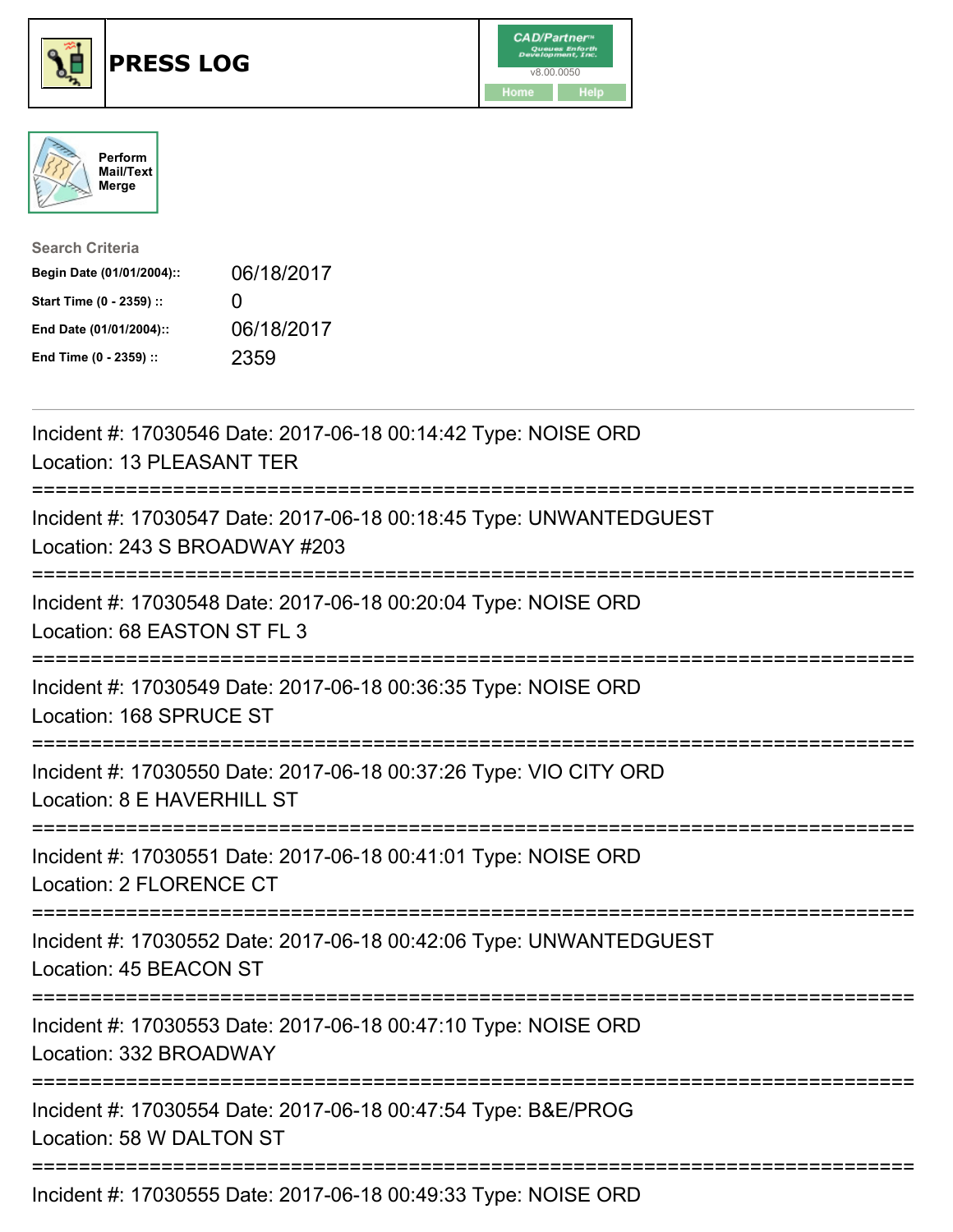# PRESS LOG

CAD/Partner™
Queues Enforth Development, Inc.
v8.00.0050
Home Help

Perform Mail/Text Merge

Search Criteria

| | |
|---|---|
| **Begin Date (01/01/2004)::** | 06/18/2017 |
| **Start Time (0 - 2359) ::** | 0 |
| **End Date (01/01/2004)::** | 06/18/2017 |
| **End Time (0 - 2359) ::** | 2359 |

---

Incident #: 17030546 Date: 2017-06-18 00:14:42 Type: NOISE ORD
Location: 13 PLEASANT TER

===========================================================================

Incident #: 17030547 Date: 2017-06-18 00:18:45 Type: UNWANTEDGUEST
Location: 243 S BROADWAY #203

===========================================================================

Incident #: 17030548 Date: 2017-06-18 00:20:04 Type: NOISE ORD
Location: 68 EASTON ST FL 3

===========================================================================

Incident #: 17030549 Date: 2017-06-18 00:36:35 Type: NOISE ORD
Location: 168 SPRUCE ST

===========================================================================

Incident #: 17030550 Date: 2017-06-18 00:37:26 Type: VIO CITY ORD
Location: 8 E HAVERHILL ST

===========================================================================

Incident #: 17030551 Date: 2017-06-18 00:41:01 Type: NOISE ORD
Location: 2 FLORENCE CT

===========================================================================

Incident #: 17030552 Date: 2017-06-18 00:42:06 Type: UNWANTEDGUEST
Location: 45 BEACON ST

===========================================================================

Incident #: 17030553 Date: 2017-06-18 00:47:10 Type: NOISE ORD
Location: 332 BROADWAY

===========================================================================

Incident #: 17030554 Date: 2017-06-18 00:47:54 Type: B&E/PROG
Location: 58 W DALTON ST

===========================================================================

Incident #: 17030555 Date: 2017-06-18 00:49:33 Type: NOISE ORD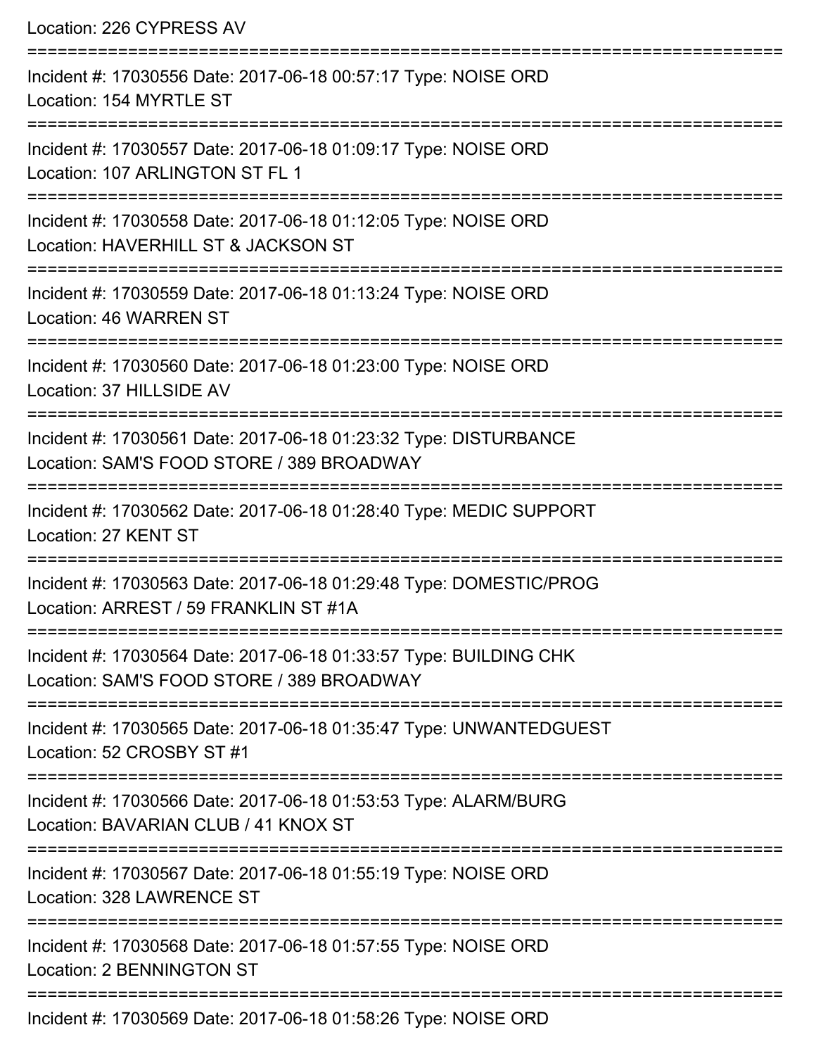Location: 226 CYPRESS AV

===========================================================================

Incident #: 17030556 Date: 2017-06-18 00:57:17 Type: NOISE ORD
Location: 154 MYRTLE ST

===========================================================================

Incident #: 17030557 Date: 2017-06-18 01:09:17 Type: NOISE ORD
Location: 107 ARLINGTON ST FL 1

===========================================================================

Incident #: 17030558 Date: 2017-06-18 01:12:05 Type: NOISE ORD
Location: HAVERHILL ST & JACKSON ST

===========================================================================

Incident #: 17030559 Date: 2017-06-18 01:13:24 Type: NOISE ORD
Location: 46 WARREN ST

===========================================================================

Incident #: 17030560 Date: 2017-06-18 01:23:00 Type: NOISE ORD
Location: 37 HILLSIDE AV

===========================================================================

Incident #: 17030561 Date: 2017-06-18 01:23:32 Type: DISTURBANCE
Location: SAM'S FOOD STORE / 389 BROADWAY

===========================================================================

Incident #: 17030562 Date: 2017-06-18 01:28:40 Type: MEDIC SUPPORT
Location: 27 KENT ST

===========================================================================

Incident #: 17030563 Date: 2017-06-18 01:29:48 Type: DOMESTIC/PROG
Location: ARREST / 59 FRANKLIN ST #1A

===========================================================================

Incident #: 17030564 Date: 2017-06-18 01:33:57 Type: BUILDING CHK
Location: SAM'S FOOD STORE / 389 BROADWAY

===========================================================================

Incident #: 17030565 Date: 2017-06-18 01:35:47 Type: UNWANTEDGUEST
Location: 52 CROSBY ST #1

===========================================================================

Incident #: 17030566 Date: 2017-06-18 01:53:53 Type: ALARM/BURG
Location: BAVARIAN CLUB / 41 KNOX ST

===========================================================================

Incident #: 17030567 Date: 2017-06-18 01:55:19 Type: NOISE ORD
Location: 328 LAWRENCE ST

===========================================================================

Incident #: 17030568 Date: 2017-06-18 01:57:55 Type: NOISE ORD
Location: 2 BENNINGTON ST

===========================================================================

Incident #: 17030569 Date: 2017-06-18 01:58:26 Type: NOISE ORD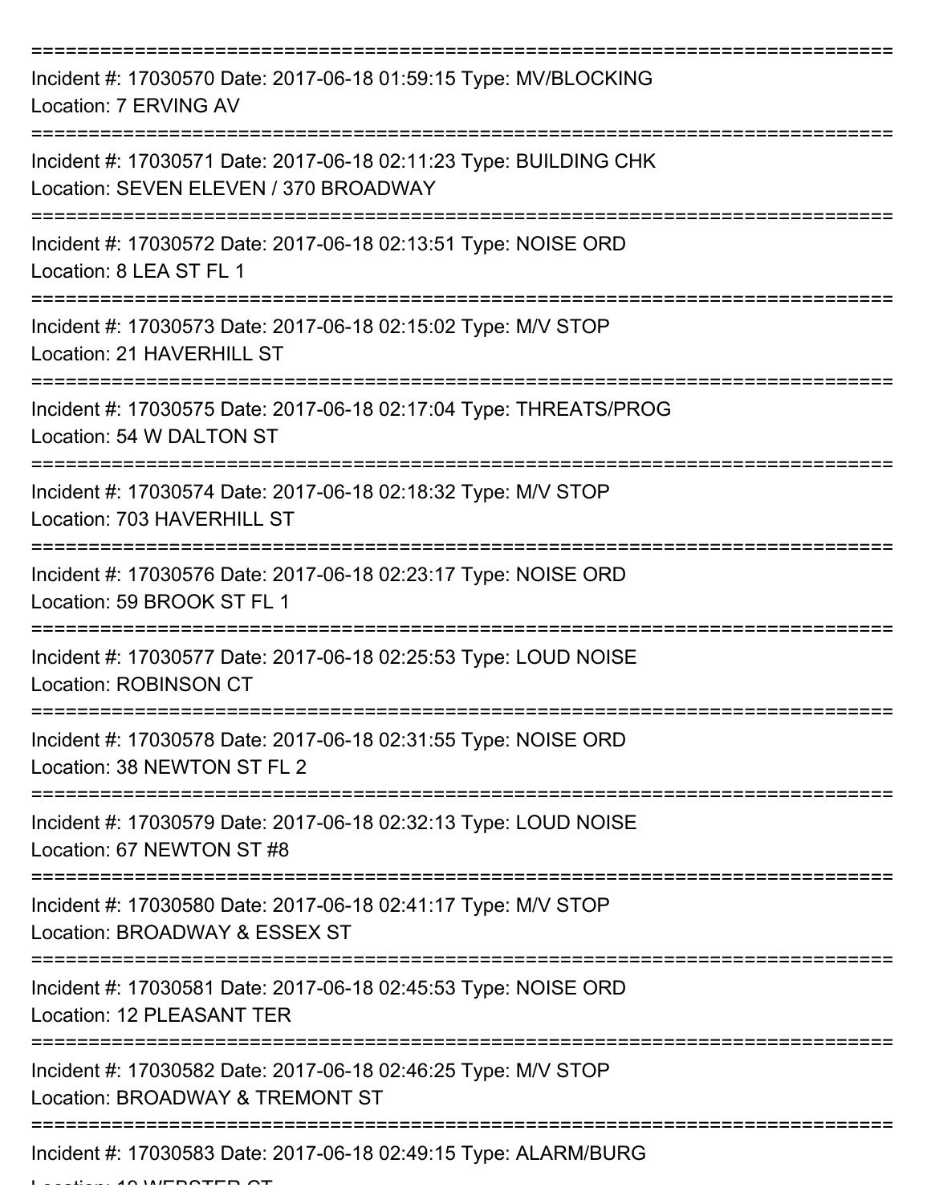===========================================================================

Incident #: 17030570 Date: 2017-06-18 01:59:15 Type: MV/BLOCKING
Location: 7 ERVING AV

===========================================================================

Incident #: 17030571 Date: 2017-06-18 02:11:23 Type: BUILDING CHK
Location: SEVEN ELEVEN / 370 BROADWAY

===========================================================================

Incident #: 17030572 Date: 2017-06-18 02:13:51 Type: NOISE ORD
Location: 8 LEA ST FL 1

===========================================================================

Incident #: 17030573 Date: 2017-06-18 02:15:02 Type: M/V STOP
Location: 21 HAVERHILL ST

===========================================================================

Incident #: 17030575 Date: 2017-06-18 02:17:04 Type: THREATS/PROG
Location: 54 W DALTON ST

===========================================================================

Incident #: 17030574 Date: 2017-06-18 02:18:32 Type: M/V STOP
Location: 703 HAVERHILL ST

===========================================================================

Incident #: 17030576 Date: 2017-06-18 02:23:17 Type: NOISE ORD
Location: 59 BROOK ST FL 1

===========================================================================

Incident #: 17030577 Date: 2017-06-18 02:25:53 Type: LOUD NOISE
Location: ROBINSON CT

===========================================================================

Incident #: 17030578 Date: 2017-06-18 02:31:55 Type: NOISE ORD
Location: 38 NEWTON ST FL 2

===========================================================================

Incident #: 17030579 Date: 2017-06-18 02:32:13 Type: LOUD NOISE
Location: 67 NEWTON ST #8

===========================================================================

Incident #: 17030580 Date: 2017-06-18 02:41:17 Type: M/V STOP
Location: BROADWAY & ESSEX ST

===========================================================================

Incident #: 17030581 Date: 2017-06-18 02:45:53 Type: NOISE ORD
Location: 12 PLEASANT TER

===========================================================================

Incident #: 17030582 Date: 2017-06-18 02:46:25 Type: M/V STOP
Location: BROADWAY & TREMONT ST

===========================================================================

Incident #: 17030583 Date: 2017-06-18 02:49:15 Type: ALARM/BURG
Location: 10 WEBSTER CT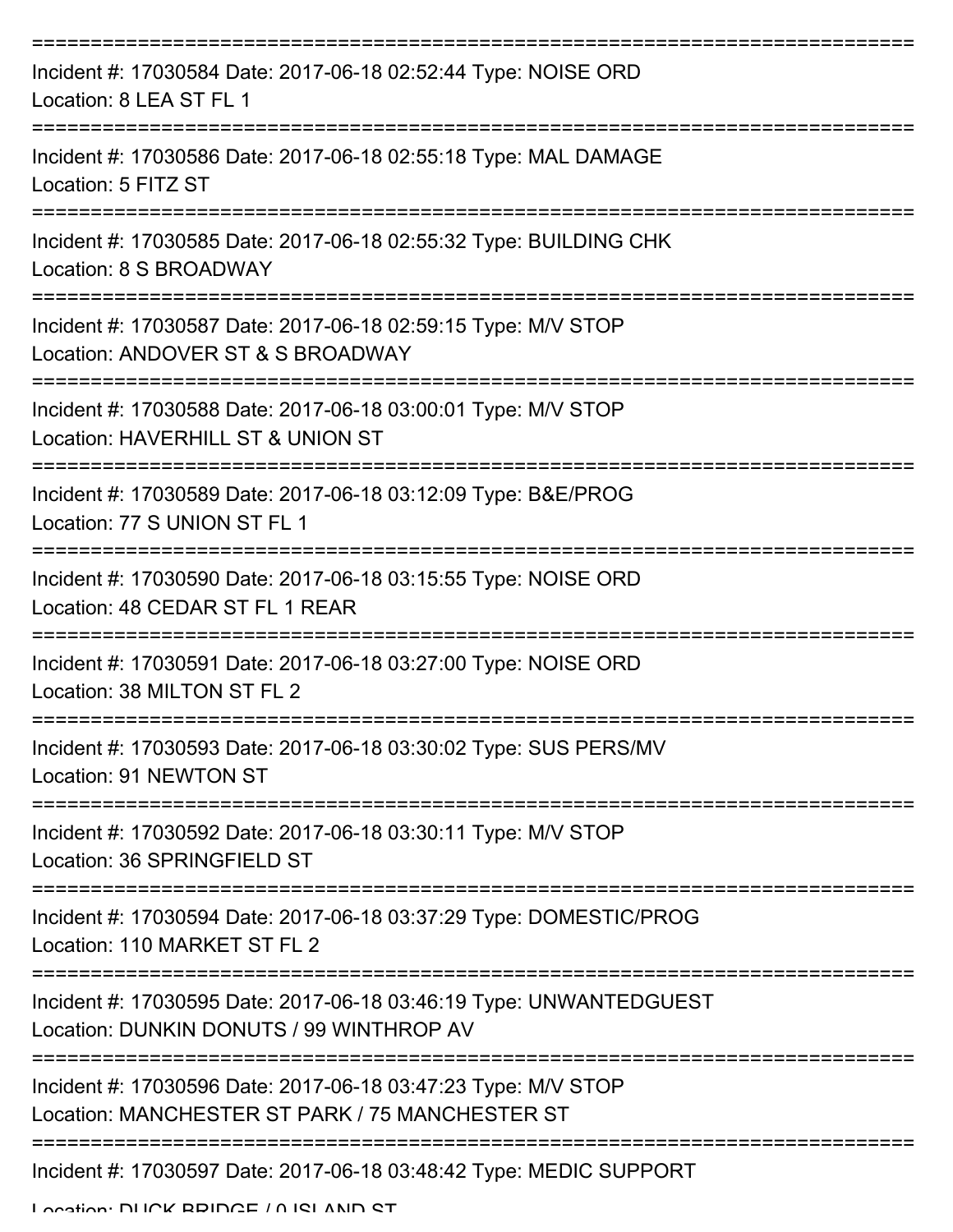===========================================================================

Incident #: 17030584 Date: 2017-06-18 02:52:44 Type: NOISE ORD
Location: 8 LEA ST FL 1

===========================================================================

Incident #: 17030586 Date: 2017-06-18 02:55:18 Type: MAL DAMAGE
Location: 5 FITZ ST

===========================================================================

Incident #: 17030585 Date: 2017-06-18 02:55:32 Type: BUILDING CHK
Location: 8 S BROADWAY

===========================================================================

Incident #: 17030587 Date: 2017-06-18 02:59:15 Type: M/V STOP
Location: ANDOVER ST & S BROADWAY

===========================================================================

Incident #: 17030588 Date: 2017-06-18 03:00:01 Type: M/V STOP
Location: HAVERHILL ST & UNION ST

===========================================================================

Incident #: 17030589 Date: 2017-06-18 03:12:09 Type: B&E/PROG
Location: 77 S UNION ST FL 1

===========================================================================

Incident #: 17030590 Date: 2017-06-18 03:15:55 Type: NOISE ORD
Location: 48 CEDAR ST FL 1 REAR

===========================================================================

Incident #: 17030591 Date: 2017-06-18 03:27:00 Type: NOISE ORD
Location: 38 MILTON ST FL 2

===========================================================================

Incident #: 17030593 Date: 2017-06-18 03:30:02 Type: SUS PERS/MV
Location: 91 NEWTON ST

===========================================================================

Incident #: 17030592 Date: 2017-06-18 03:30:11 Type: M/V STOP
Location: 36 SPRINGFIELD ST

===========================================================================

Incident #: 17030594 Date: 2017-06-18 03:37:29 Type: DOMESTIC/PROG
Location: 110 MARKET ST FL 2

===========================================================================

Incident #: 17030595 Date: 2017-06-18 03:46:19 Type: UNWANTEDGUEST
Location: DUNKIN DONUTS / 99 WINTHROP AV

===========================================================================

Incident #: 17030596 Date: 2017-06-18 03:47:23 Type: M/V STOP
Location: MANCHESTER ST PARK / 75 MANCHESTER ST

===========================================================================

Incident #: 17030597 Date: 2017-06-18 03:48:42 Type: MEDIC SUPPORT
Location: DUCK BRIDGE / 0 ISLAND ST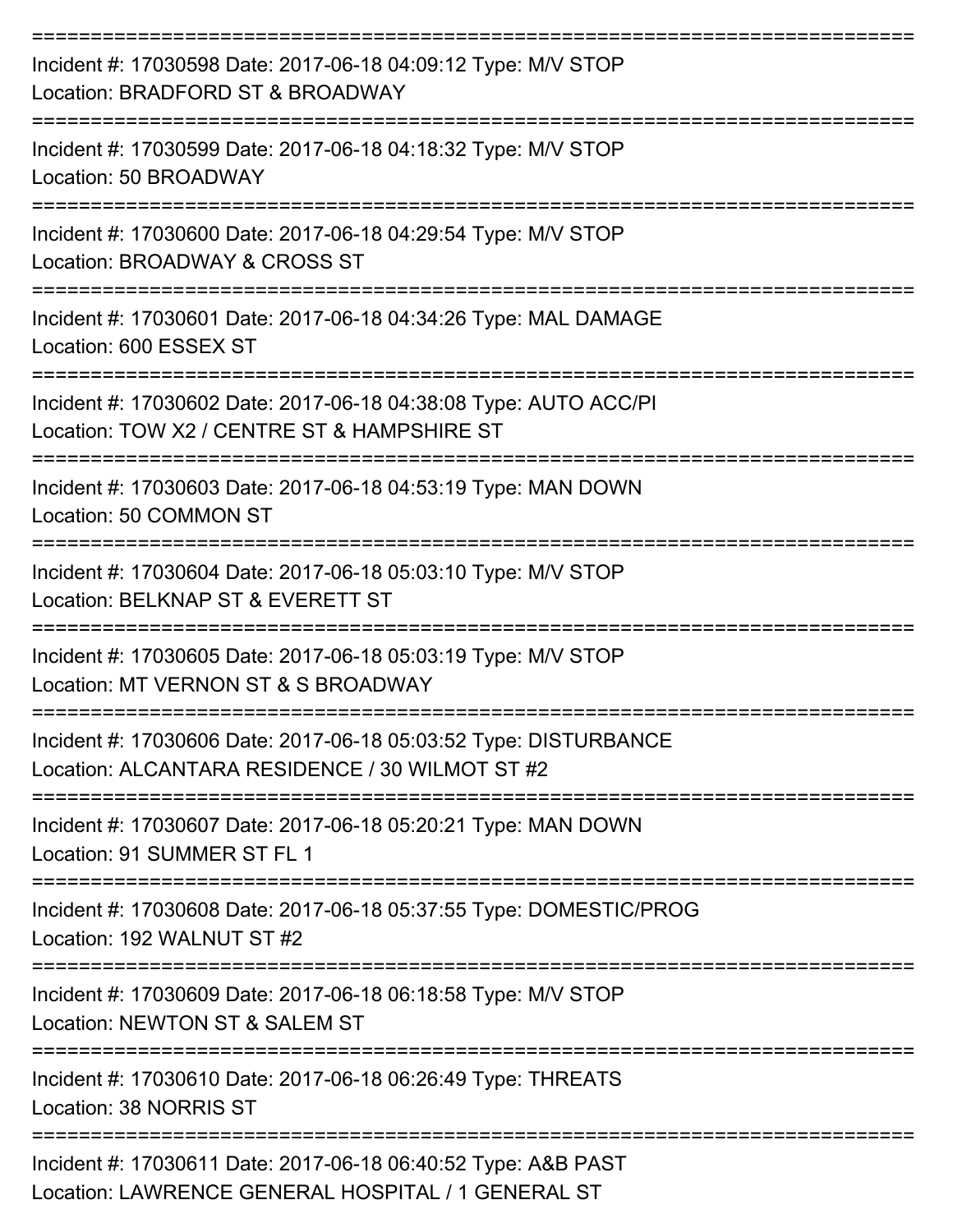===========================================================================

Incident #: 17030598 Date: 2017-06-18 04:09:12 Type: M/V STOP
Location: BRADFORD ST & BROADWAY

===========================================================================

Incident #: 17030599 Date: 2017-06-18 04:18:32 Type: M/V STOP
Location: 50 BROADWAY

===========================================================================

Incident #: 17030600 Date: 2017-06-18 04:29:54 Type: M/V STOP
Location: BROADWAY & CROSS ST

===========================================================================

Incident #: 17030601 Date: 2017-06-18 04:34:26 Type: MAL DAMAGE
Location: 600 ESSEX ST

===========================================================================

Incident #: 17030602 Date: 2017-06-18 04:38:08 Type: AUTO ACC/PI
Location: TOW X2 / CENTRE ST & HAMPSHIRE ST

===========================================================================

Incident #: 17030603 Date: 2017-06-18 04:53:19 Type: MAN DOWN
Location: 50 COMMON ST

===========================================================================

Incident #: 17030604 Date: 2017-06-18 05:03:10 Type: M/V STOP
Location: BELKNAP ST & EVERETT ST

===========================================================================

Incident #: 17030605 Date: 2017-06-18 05:03:19 Type: M/V STOP
Location: MT VERNON ST & S BROADWAY

===========================================================================

Incident #: 17030606 Date: 2017-06-18 05:03:52 Type: DISTURBANCE
Location: ALCANTARA RESIDENCE / 30 WILMOT ST #2

===========================================================================

Incident #: 17030607 Date: 2017-06-18 05:20:21 Type: MAN DOWN
Location: 91 SUMMER ST FL 1

===========================================================================

Incident #: 17030608 Date: 2017-06-18 05:37:55 Type: DOMESTIC/PROG
Location: 192 WALNUT ST #2

===========================================================================

Incident #: 17030609 Date: 2017-06-18 06:18:58 Type: M/V STOP
Location: NEWTON ST & SALEM ST

===========================================================================

Incident #: 17030610 Date: 2017-06-18 06:26:49 Type: THREATS
Location: 38 NORRIS ST

===========================================================================

Incident #: 17030611 Date: 2017-06-18 06:40:52 Type: A&B PAST
Location: LAWRENCE GENERAL HOSPITAL / 1 GENERAL ST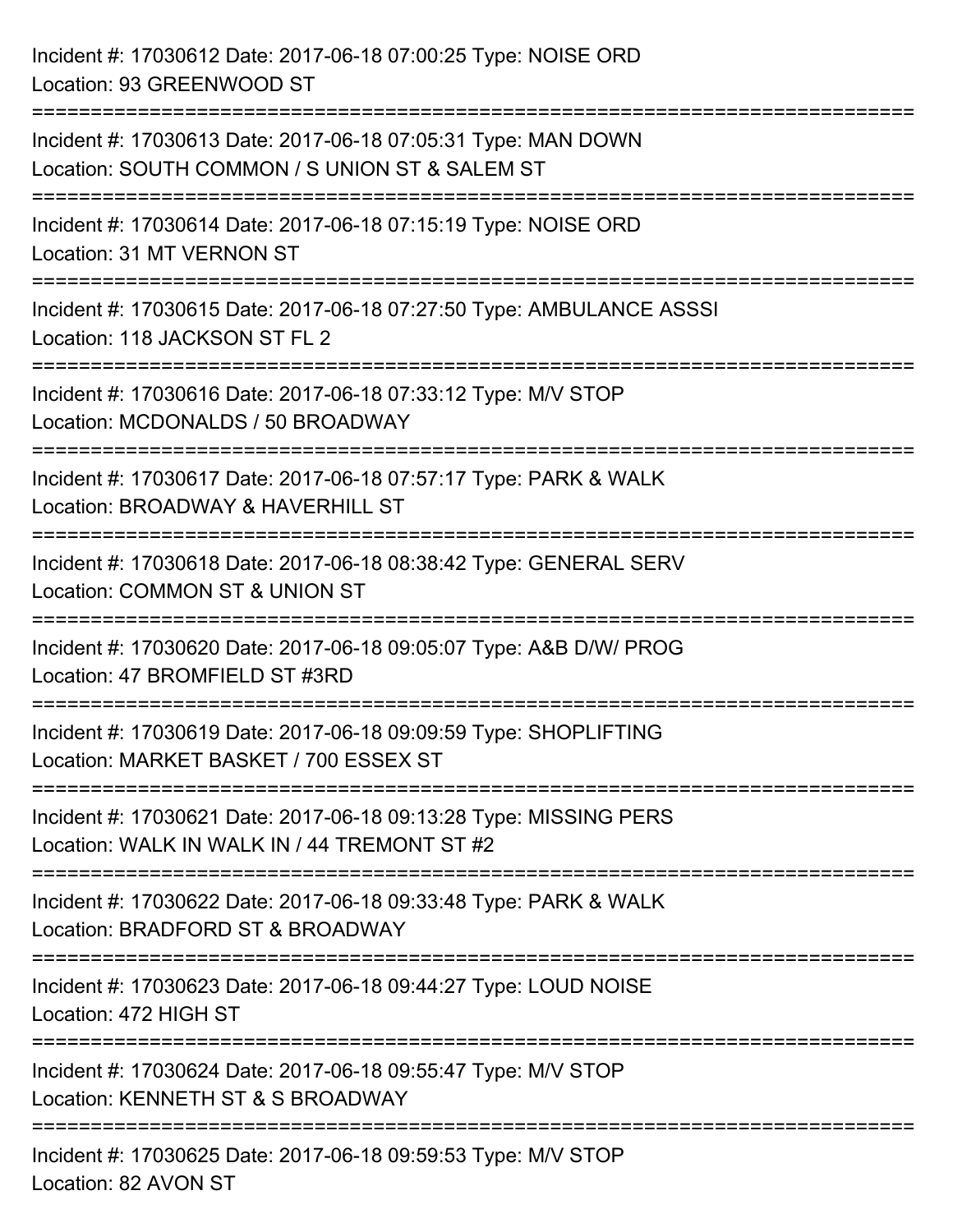Incident #: 17030612 Date: 2017-06-18 07:00:25 Type: NOISE ORD
Location: 93 GREENWOOD ST

===========================================================================

Incident #: 17030613 Date: 2017-06-18 07:05:31 Type: MAN DOWN
Location: SOUTH COMMON / S UNION ST & SALEM ST

===========================================================================

Incident #: 17030614 Date: 2017-06-18 07:15:19 Type: NOISE ORD
Location: 31 MT VERNON ST

===========================================================================

Incident #: 17030615 Date: 2017-06-18 07:27:50 Type: AMBULANCE ASSSI
Location: 118 JACKSON ST FL 2

===========================================================================

Incident #: 17030616 Date: 2017-06-18 07:33:12 Type: M/V STOP
Location: MCDONALDS / 50 BROADWAY

===========================================================================

Incident #: 17030617 Date: 2017-06-18 07:57:17 Type: PARK & WALK
Location: BROADWAY & HAVERHILL ST

===========================================================================

Incident #: 17030618 Date: 2017-06-18 08:38:42 Type: GENERAL SERV
Location: COMMON ST & UNION ST

===========================================================================

Incident #: 17030620 Date: 2017-06-18 09:05:07 Type: A&B D/W/ PROG
Location: 47 BROMFIELD ST #3RD

===========================================================================

Incident #: 17030619 Date: 2017-06-18 09:09:59 Type: SHOPLIFTING
Location: MARKET BASKET / 700 ESSEX ST

===========================================================================

Incident #: 17030621 Date: 2017-06-18 09:13:28 Type: MISSING PERS
Location: WALK IN WALK IN / 44 TREMONT ST #2

===========================================================================

Incident #: 17030622 Date: 2017-06-18 09:33:48 Type: PARK & WALK
Location: BRADFORD ST & BROADWAY

===========================================================================

Incident #: 17030623 Date: 2017-06-18 09:44:27 Type: LOUD NOISE
Location: 472 HIGH ST

===========================================================================

Incident #: 17030624 Date: 2017-06-18 09:55:47 Type: M/V STOP
Location: KENNETH ST & S BROADWAY

===========================================================================

Incident #: 17030625 Date: 2017-06-18 09:59:53 Type: M/V STOP
Location: 82 AVON ST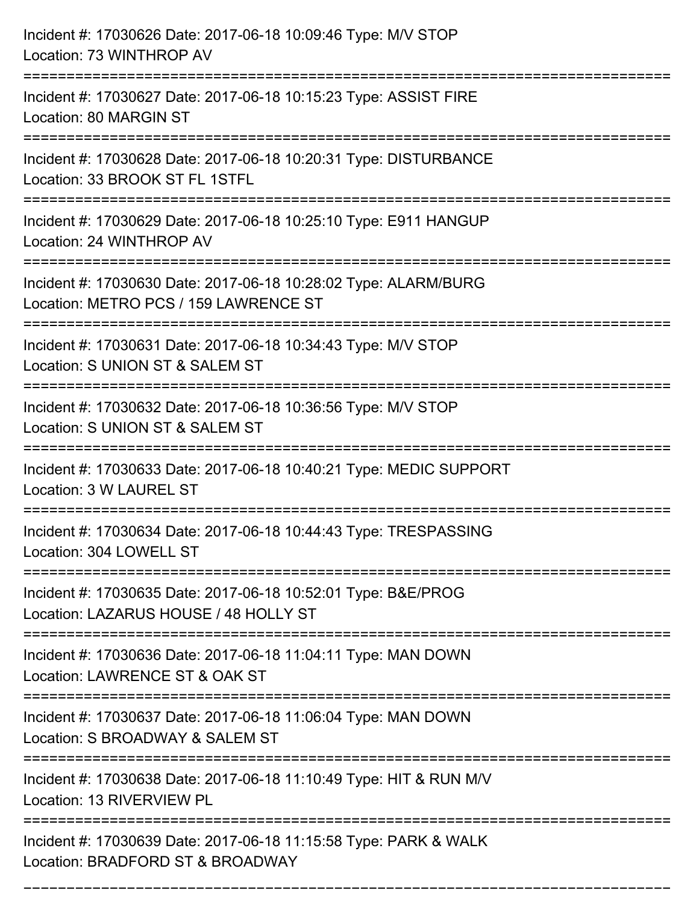Incident #: 17030626 Date: 2017-06-18 10:09:46 Type: M/V STOP
Location: 73 WINTHROP AV

===========================================================================

Incident #: 17030627 Date: 2017-06-18 10:15:23 Type: ASSIST FIRE
Location: 80 MARGIN ST

===========================================================================

Incident #: 17030628 Date: 2017-06-18 10:20:31 Type: DISTURBANCE
Location: 33 BROOK ST FL 1STFL

===========================================================================

Incident #: 17030629 Date: 2017-06-18 10:25:10 Type: E911 HANGUP
Location: 24 WINTHROP AV

===========================================================================

Incident #: 17030630 Date: 2017-06-18 10:28:02 Type: ALARM/BURG
Location: METRO PCS / 159 LAWRENCE ST

===========================================================================

Incident #: 17030631 Date: 2017-06-18 10:34:43 Type: M/V STOP
Location: S UNION ST & SALEM ST

===========================================================================

Incident #: 17030632 Date: 2017-06-18 10:36:56 Type: M/V STOP
Location: S UNION ST & SALEM ST

===========================================================================

Incident #: 17030633 Date: 2017-06-18 10:40:21 Type: MEDIC SUPPORT
Location: 3 W LAUREL ST

===========================================================================

Incident #: 17030634 Date: 2017-06-18 10:44:43 Type: TRESPASSING
Location: 304 LOWELL ST

===========================================================================

Incident #: 17030635 Date: 2017-06-18 10:52:01 Type: B&E/PROG
Location: LAZARUS HOUSE / 48 HOLLY ST

===========================================================================

Incident #: 17030636 Date: 2017-06-18 11:04:11 Type: MAN DOWN
Location: LAWRENCE ST & OAK ST

===========================================================================

Incident #: 17030637 Date: 2017-06-18 11:06:04 Type: MAN DOWN
Location: S BROADWAY & SALEM ST

===========================================================================

Incident #: 17030638 Date: 2017-06-18 11:10:49 Type: HIT & RUN M/V
Location: 13 RIVERVIEW PL

===========================================================================

Incident #: 17030639 Date: 2017-06-18 11:15:58 Type: PARK & WALK
Location: BRADFORD ST & BROADWAY

===========================================================================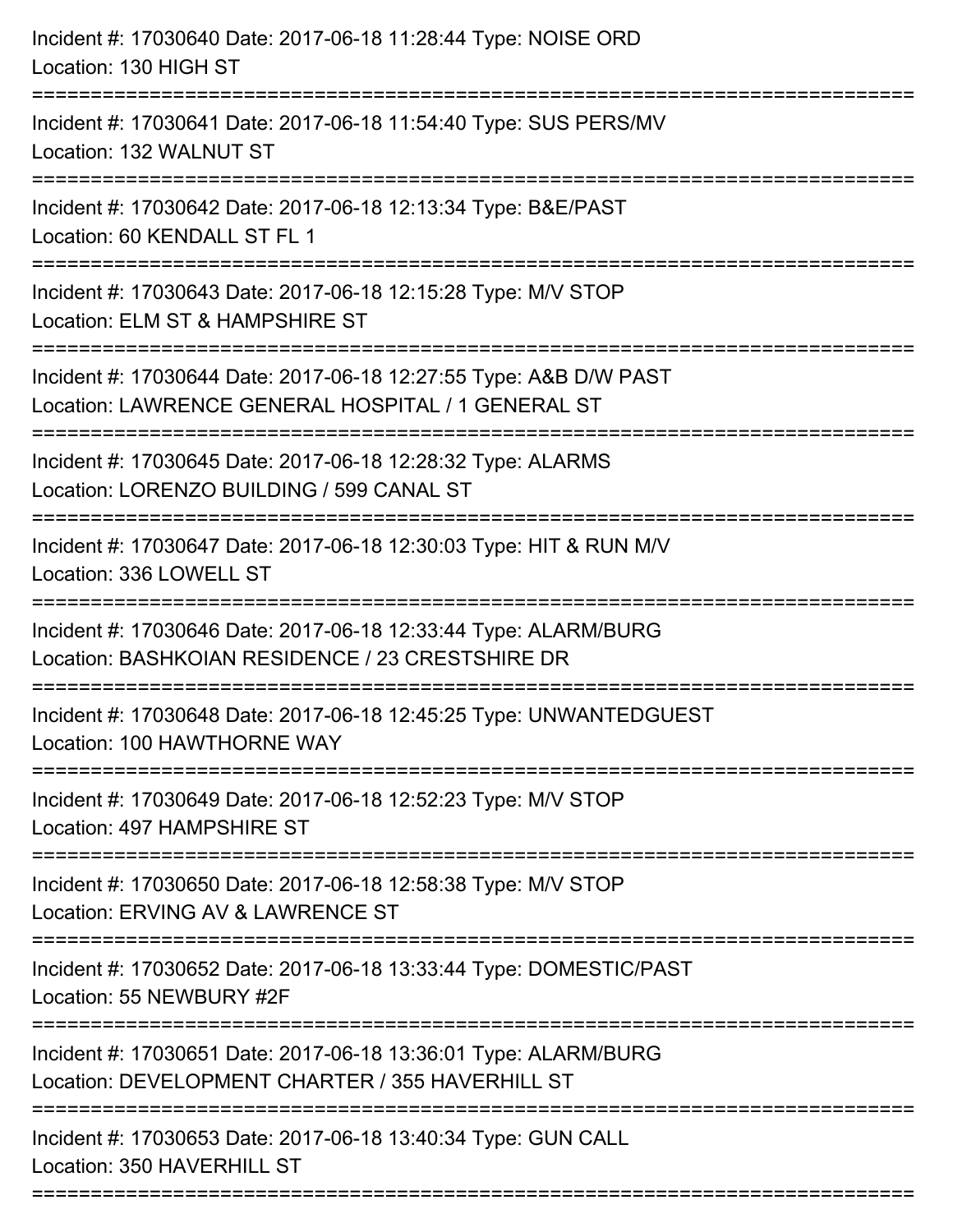Incident #: 17030640 Date: 2017-06-18 11:28:44 Type: NOISE ORD
Location: 130 HIGH ST

===========================================================================

Incident #: 17030641 Date: 2017-06-18 11:54:40 Type: SUS PERS/MV
Location: 132 WALNUT ST

===========================================================================

Incident #: 17030642 Date: 2017-06-18 12:13:34 Type: B&E/PAST
Location: 60 KENDALL ST FL 1

===========================================================================

Incident #: 17030643 Date: 2017-06-18 12:15:28 Type: M/V STOP
Location: ELM ST & HAMPSHIRE ST

===========================================================================

Incident #: 17030644 Date: 2017-06-18 12:27:55 Type: A&B D/W PAST
Location: LAWRENCE GENERAL HOSPITAL / 1 GENERAL ST

===========================================================================

Incident #: 17030645 Date: 2017-06-18 12:28:32 Type: ALARMS
Location: LORENZO BUILDING / 599 CANAL ST

===========================================================================

Incident #: 17030647 Date: 2017-06-18 12:30:03 Type: HIT & RUN M/V
Location: 336 LOWELL ST

===========================================================================

Incident #: 17030646 Date: 2017-06-18 12:33:44 Type: ALARM/BURG
Location: BASHKOIAN RESIDENCE / 23 CRESTSHIRE DR

===========================================================================

Incident #: 17030648 Date: 2017-06-18 12:45:25 Type: UNWANTEDGUEST
Location: 100 HAWTHORNE WAY

===========================================================================

Incident #: 17030649 Date: 2017-06-18 12:52:23 Type: M/V STOP
Location: 497 HAMPSHIRE ST

===========================================================================

Incident #: 17030650 Date: 2017-06-18 12:58:38 Type: M/V STOP
Location: ERVING AV & LAWRENCE ST

===========================================================================

Incident #: 17030652 Date: 2017-06-18 13:33:44 Type: DOMESTIC/PAST
Location: 55 NEWBURY #2F

===========================================================================

Incident #: 17030651 Date: 2017-06-18 13:36:01 Type: ALARM/BURG
Location: DEVELOPMENT CHARTER / 355 HAVERHILL ST

===========================================================================

Incident #: 17030653 Date: 2017-06-18 13:40:34 Type: GUN CALL
Location: 350 HAVERHILL ST

===========================================================================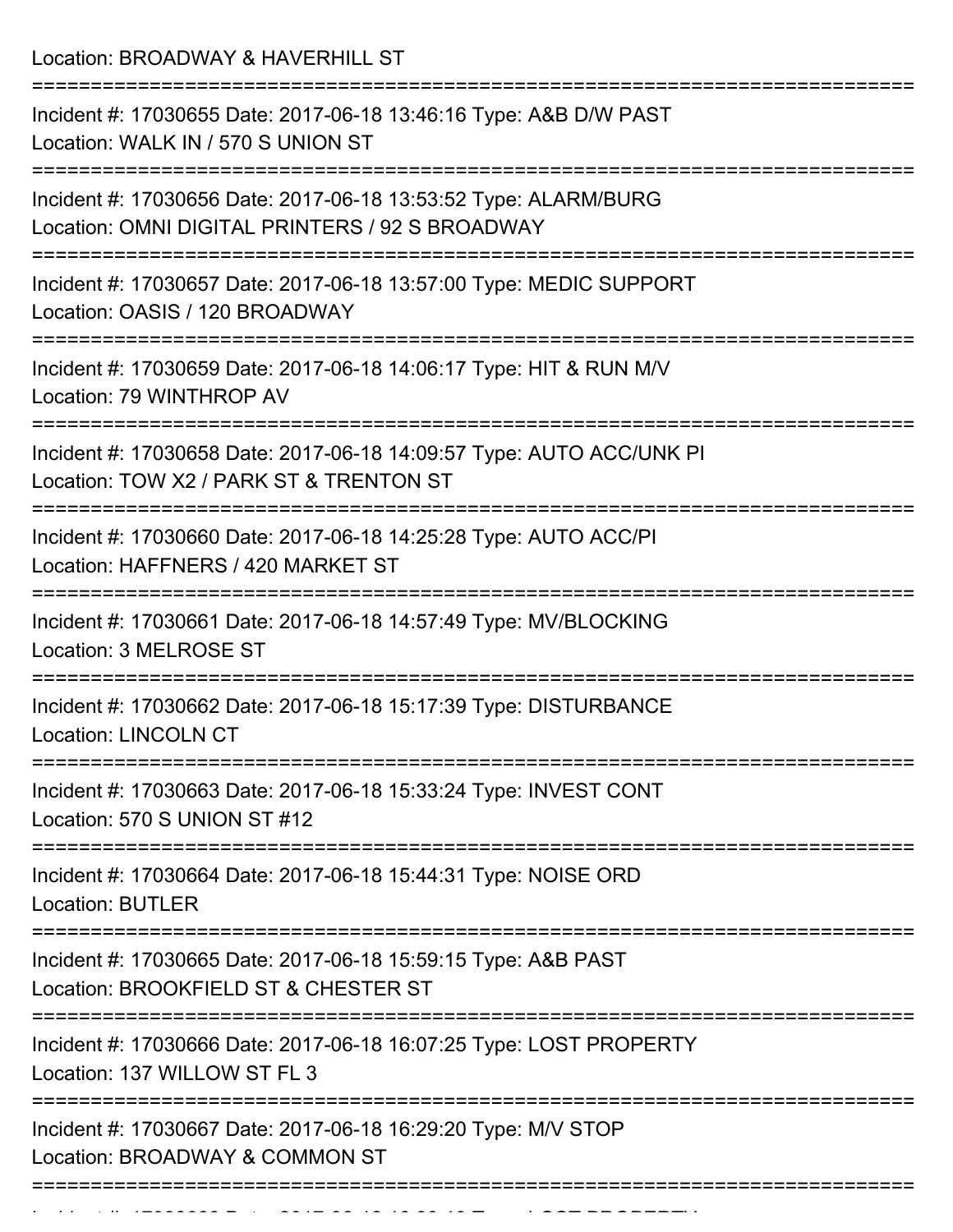Location: BROADWAY & HAVERHILL ST

===========================================================================

Incident #: 17030655 Date: 2017-06-18 13:46:16 Type: A&B D/W PAST
Location: WALK IN / 570 S UNION ST

===========================================================================

Incident #: 17030656 Date: 2017-06-18 13:53:52 Type: ALARM/BURG
Location: OMNI DIGITAL PRINTERS / 92 S BROADWAY

===========================================================================

Incident #: 17030657 Date: 2017-06-18 13:57:00 Type: MEDIC SUPPORT
Location: OASIS / 120 BROADWAY

===========================================================================

Incident #: 17030659 Date: 2017-06-18 14:06:17 Type: HIT & RUN M/V
Location: 79 WINTHROP AV

===========================================================================

Incident #: 17030658 Date: 2017-06-18 14:09:57 Type: AUTO ACC/UNK PI
Location: TOW X2 / PARK ST & TRENTON ST

===========================================================================

Incident #: 17030660 Date: 2017-06-18 14:25:28 Type: AUTO ACC/PI
Location: HAFFNERS / 420 MARKET ST

===========================================================================

Incident #: 17030661 Date: 2017-06-18 14:57:49 Type: MV/BLOCKING
Location: 3 MELROSE ST

===========================================================================

Incident #: 17030662 Date: 2017-06-18 15:17:39 Type: DISTURBANCE
Location: LINCOLN CT

===========================================================================

Incident #: 17030663 Date: 2017-06-18 15:33:24 Type: INVEST CONT
Location: 570 S UNION ST #12

===========================================================================

Incident #: 17030664 Date: 2017-06-18 15:44:31 Type: NOISE ORD
Location: BUTLER

===========================================================================

Incident #: 17030665 Date: 2017-06-18 15:59:15 Type: A&B PAST
Location: BROOKFIELD ST & CHESTER ST

===========================================================================

Incident #: 17030666 Date: 2017-06-18 16:07:25 Type: LOST PROPERTY
Location: 137 WILLOW ST FL 3

===========================================================================

Incident #: 17030667 Date: 2017-06-18 16:29:20 Type: M/V STOP
Location: BROADWAY & COMMON ST

===========================================================================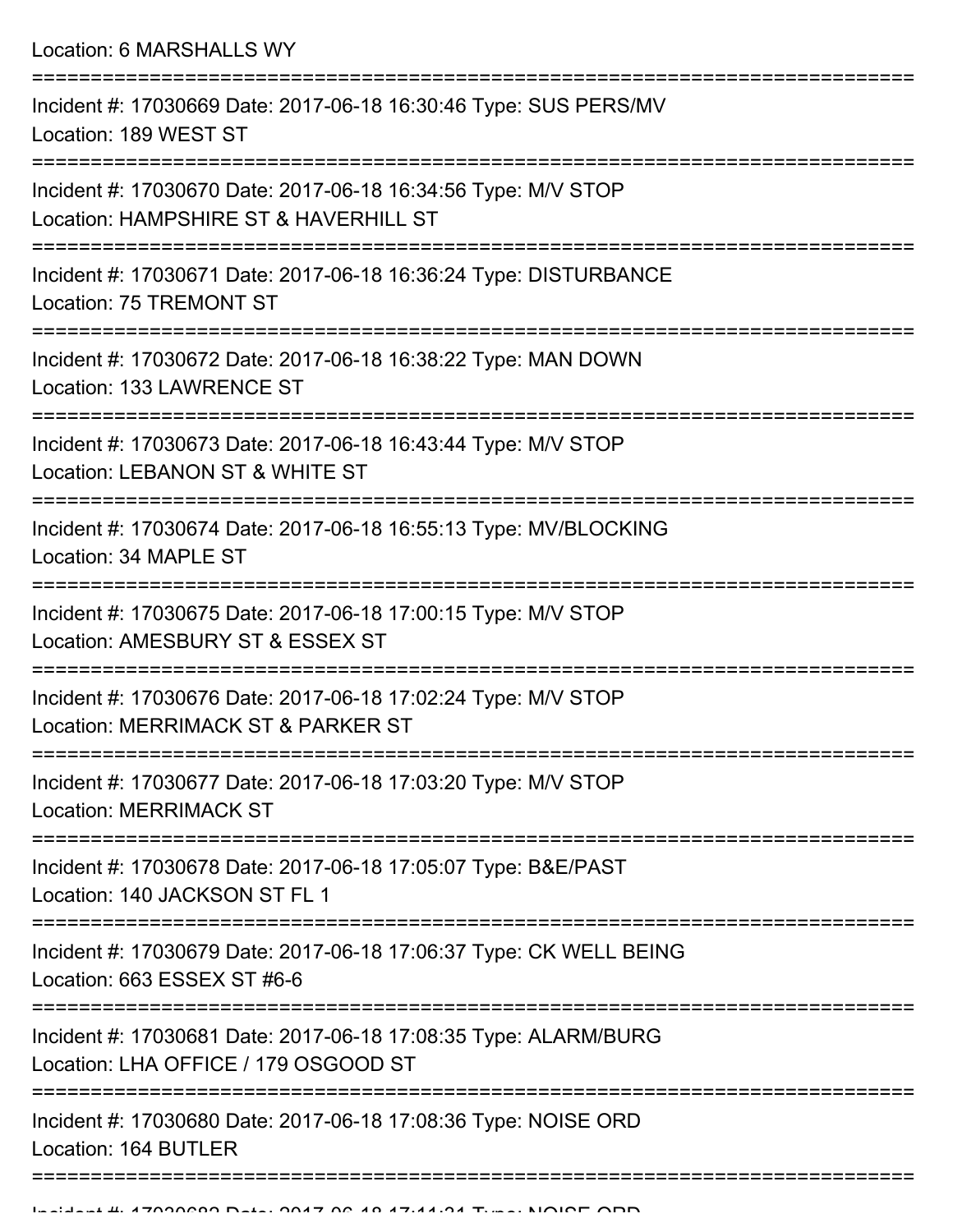Location: 6 MARSHALLS WY

===========================================================================

Incident #: 17030669 Date: 2017-06-18 16:30:46 Type: SUS PERS/MV
Location: 189 WEST ST

===========================================================================

Incident #: 17030670 Date: 2017-06-18 16:34:56 Type: M/V STOP
Location: HAMPSHIRE ST & HAVERHILL ST

===========================================================================

Incident #: 17030671 Date: 2017-06-18 16:36:24 Type: DISTURBANCE
Location: 75 TREMONT ST

===========================================================================

Incident #: 17030672 Date: 2017-06-18 16:38:22 Type: MAN DOWN
Location: 133 LAWRENCE ST

===========================================================================

Incident #: 17030673 Date: 2017-06-18 16:43:44 Type: M/V STOP
Location: LEBANON ST & WHITE ST

===========================================================================

Incident #: 17030674 Date: 2017-06-18 16:55:13 Type: MV/BLOCKING
Location: 34 MAPLE ST

===========================================================================

Incident #: 17030675 Date: 2017-06-18 17:00:15 Type: M/V STOP
Location: AMESBURY ST & ESSEX ST

===========================================================================

Incident #: 17030676 Date: 2017-06-18 17:02:24 Type: M/V STOP
Location: MERRIMACK ST & PARKER ST

===========================================================================

Incident #: 17030677 Date: 2017-06-18 17:03:20 Type: M/V STOP
Location: MERRIMACK ST

===========================================================================

Incident #: 17030678 Date: 2017-06-18 17:05:07 Type: B&E/PAST
Location: 140 JACKSON ST FL 1

===========================================================================

Incident #: 17030679 Date: 2017-06-18 17:06:37 Type: CK WELL BEING
Location: 663 ESSEX ST #6-6

===========================================================================

Incident #: 17030681 Date: 2017-06-18 17:08:35 Type: ALARM/BURG
Location: LHA OFFICE / 179 OSGOOD ST

===========================================================================

Incident #: 17030680 Date: 2017-06-18 17:08:36 Type: NOISE ORD
Location: 164 BUTLER

===========================================================================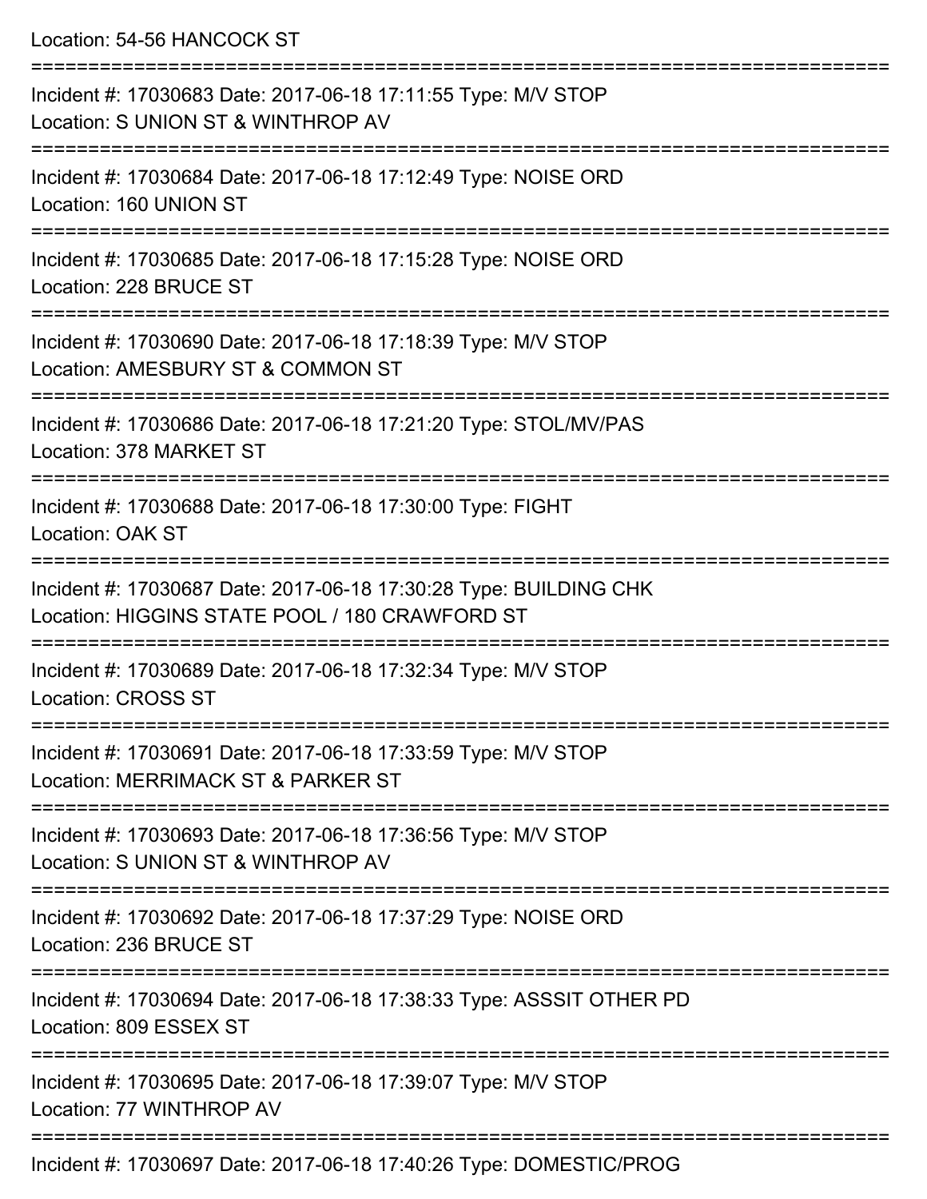Location: 54-56 HANCOCK ST

===========================================================================

Incident #: 17030683 Date: 2017-06-18 17:11:55 Type: M/V STOP
Location: S UNION ST & WINTHROP AV

===========================================================================

Incident #: 17030684 Date: 2017-06-18 17:12:49 Type: NOISE ORD
Location: 160 UNION ST

===========================================================================

Incident #: 17030685 Date: 2017-06-18 17:15:28 Type: NOISE ORD
Location: 228 BRUCE ST

===========================================================================

Incident #: 17030690 Date: 2017-06-18 17:18:39 Type: M/V STOP
Location: AMESBURY ST & COMMON ST

===========================================================================

Incident #: 17030686 Date: 2017-06-18 17:21:20 Type: STOL/MV/PAS
Location: 378 MARKET ST

===========================================================================

Incident #: 17030688 Date: 2017-06-18 17:30:00 Type: FIGHT
Location: OAK ST

===========================================================================

Incident #: 17030687 Date: 2017-06-18 17:30:28 Type: BUILDING CHK
Location: HIGGINS STATE POOL / 180 CRAWFORD ST

===========================================================================

Incident #: 17030689 Date: 2017-06-18 17:32:34 Type: M/V STOP
Location: CROSS ST

===========================================================================

Incident #: 17030691 Date: 2017-06-18 17:33:59 Type: M/V STOP
Location: MERRIMACK ST & PARKER ST

===========================================================================

Incident #: 17030693 Date: 2017-06-18 17:36:56 Type: M/V STOP
Location: S UNION ST & WINTHROP AV

===========================================================================

Incident #: 17030692 Date: 2017-06-18 17:37:29 Type: NOISE ORD
Location: 236 BRUCE ST

===========================================================================

Incident #: 17030694 Date: 2017-06-18 17:38:33 Type: ASSSIT OTHER PD
Location: 809 ESSEX ST

===========================================================================

Incident #: 17030695 Date: 2017-06-18 17:39:07 Type: M/V STOP
Location: 77 WINTHROP AV

===========================================================================

Incident #: 17030697 Date: 2017-06-18 17:40:26 Type: DOMESTIC/PROG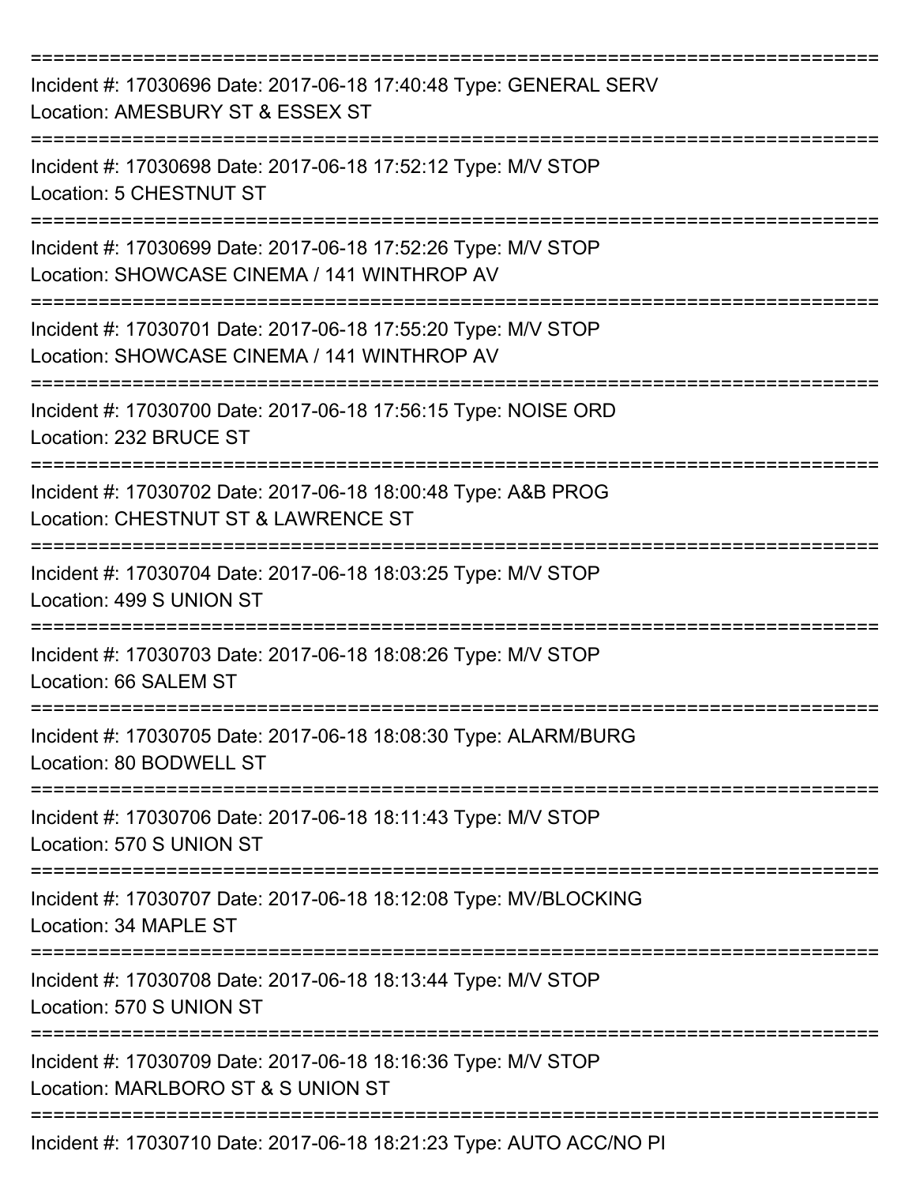===========================================================================
Incident #: 17030696 Date: 2017-06-18 17:40:48 Type: GENERAL SERV
Location: AMESBURY ST & ESSEX ST
===========================================================================
Incident #: 17030698 Date: 2017-06-18 17:52:12 Type: M/V STOP
Location: 5 CHESTNUT ST
===========================================================================
Incident #: 17030699 Date: 2017-06-18 17:52:26 Type: M/V STOP
Location: SHOWCASE CINEMA / 141 WINTHROP AV
===========================================================================
Incident #: 17030701 Date: 2017-06-18 17:55:20 Type: M/V STOP
Location: SHOWCASE CINEMA / 141 WINTHROP AV
===========================================================================
Incident #: 17030700 Date: 2017-06-18 17:56:15 Type: NOISE ORD
Location: 232 BRUCE ST
===========================================================================
Incident #: 17030702 Date: 2017-06-18 18:00:48 Type: A&B PROG
Location: CHESTNUT ST & LAWRENCE ST
===========================================================================
Incident #: 17030704 Date: 2017-06-18 18:03:25 Type: M/V STOP
Location: 499 S UNION ST
===========================================================================
Incident #: 17030703 Date: 2017-06-18 18:08:26 Type: M/V STOP
Location: 66 SALEM ST
===========================================================================
Incident #: 17030705 Date: 2017-06-18 18:08:30 Type: ALARM/BURG
Location: 80 BODWELL ST
===========================================================================
Incident #: 17030706 Date: 2017-06-18 18:11:43 Type: M/V STOP
Location: 570 S UNION ST
===========================================================================
Incident #: 17030707 Date: 2017-06-18 18:12:08 Type: MV/BLOCKING
Location: 34 MAPLE ST
===========================================================================
Incident #: 17030708 Date: 2017-06-18 18:13:44 Type: M/V STOP
Location: 570 S UNION ST
===========================================================================
Incident #: 17030709 Date: 2017-06-18 18:16:36 Type: M/V STOP
Location: MARLBORO ST & S UNION ST
===========================================================================
Incident #: 17030710 Date: 2017-06-18 18:21:23 Type: AUTO ACC/NO PI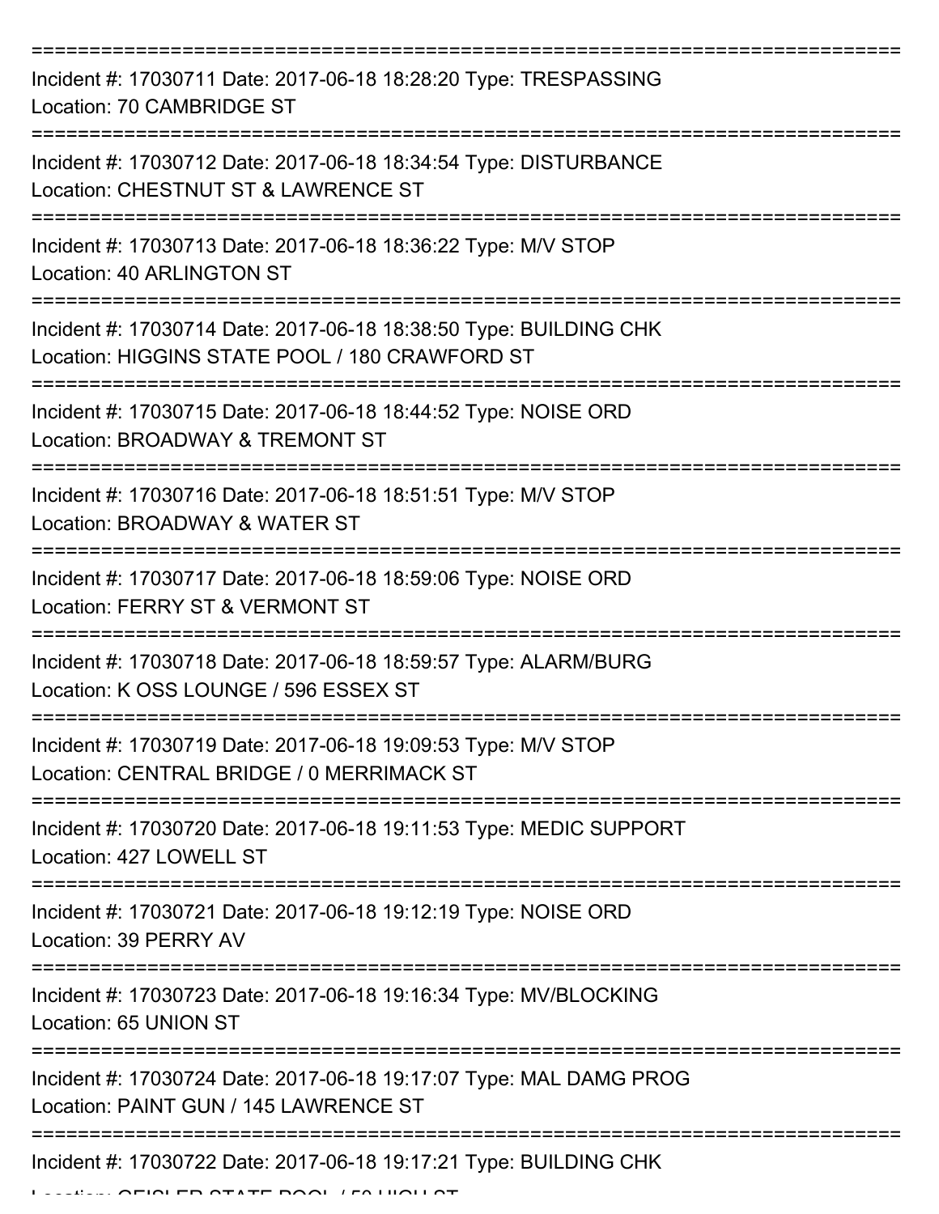===========================================================================

Incident #: 17030711 Date: 2017-06-18 18:28:20 Type: TRESPASSING
Location: 70 CAMBRIDGE ST

===========================================================================

Incident #: 17030712 Date: 2017-06-18 18:34:54 Type: DISTURBANCE
Location: CHESTNUT ST & LAWRENCE ST

===========================================================================

Incident #: 17030713 Date: 2017-06-18 18:36:22 Type: M/V STOP
Location: 40 ARLINGTON ST

===========================================================================

Incident #: 17030714 Date: 2017-06-18 18:38:50 Type: BUILDING CHK
Location: HIGGINS STATE POOL / 180 CRAWFORD ST

===========================================================================

Incident #: 17030715 Date: 2017-06-18 18:44:52 Type: NOISE ORD
Location: BROADWAY & TREMONT ST

===========================================================================

Incident #: 17030716 Date: 2017-06-18 18:51:51 Type: M/V STOP
Location: BROADWAY & WATER ST

===========================================================================

Incident #: 17030717 Date: 2017-06-18 18:59:06 Type: NOISE ORD
Location: FERRY ST & VERMONT ST

===========================================================================

Incident #: 17030718 Date: 2017-06-18 18:59:57 Type: ALARM/BURG
Location: K OSS LOUNGE / 596 ESSEX ST

===========================================================================

Incident #: 17030719 Date: 2017-06-18 19:09:53 Type: M/V STOP
Location: CENTRAL BRIDGE / 0 MERRIMACK ST

===========================================================================

Incident #: 17030720 Date: 2017-06-18 19:11:53 Type: MEDIC SUPPORT
Location: 427 LOWELL ST

===========================================================================

Incident #: 17030721 Date: 2017-06-18 19:12:19 Type: NOISE ORD
Location: 39 PERRY AV

===========================================================================

Incident #: 17030723 Date: 2017-06-18 19:16:34 Type: MV/BLOCKING
Location: 65 UNION ST

===========================================================================

Incident #: 17030724 Date: 2017-06-18 19:17:07 Type: MAL DAMG PROG
Location: PAINT GUN / 145 LAWRENCE ST

===========================================================================

Incident #: 17030722 Date: 2017-06-18 19:17:21 Type: BUILDING CHK
Location: GEISLER STATE POOL / 50 HIGH ST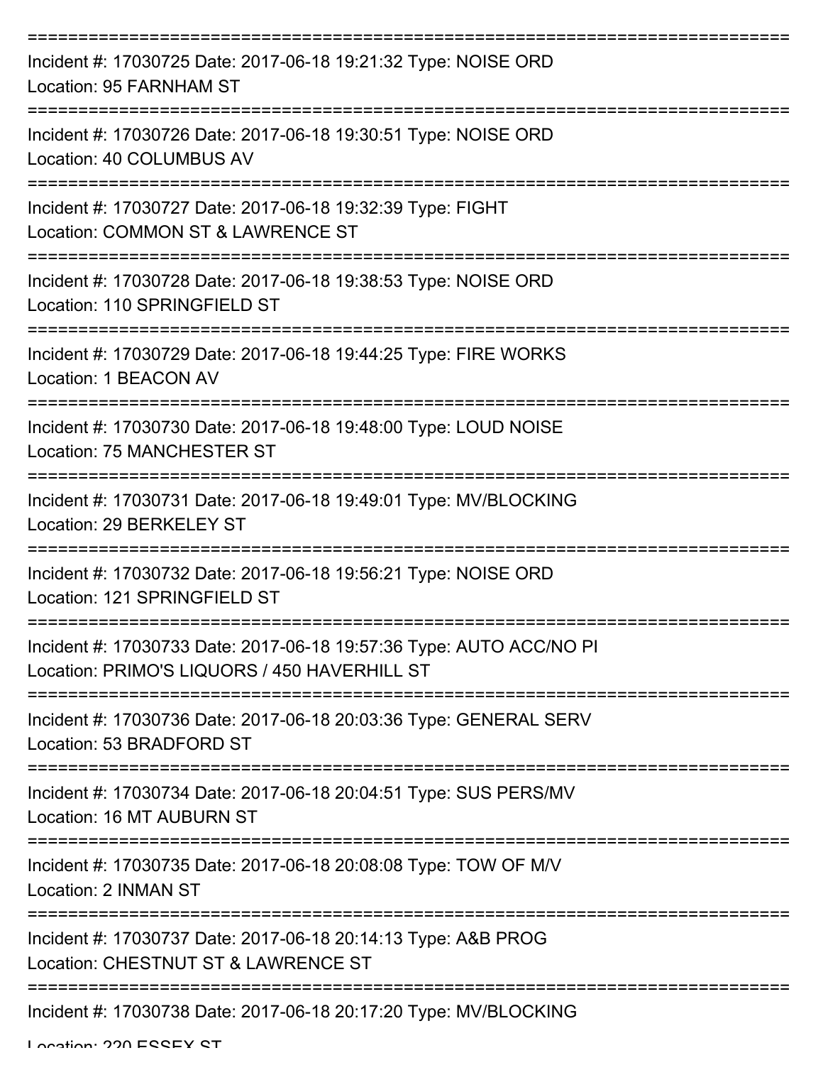Incident #: 17030725 Date: 2017-06-18 19:21:32 Type: NOISE ORD
Location: 95 FARNHAM ST

Incident #: 17030726 Date: 2017-06-18 19:30:51 Type: NOISE ORD
Location: 40 COLUMBUS AV

Incident #: 17030727 Date: 2017-06-18 19:32:39 Type: FIGHT
Location: COMMON ST & LAWRENCE ST

Incident #: 17030728 Date: 2017-06-18 19:38:53 Type: NOISE ORD
Location: 110 SPRINGFIELD ST

Incident #: 17030729 Date: 2017-06-18 19:44:25 Type: FIRE WORKS
Location: 1 BEACON AV

Incident #: 17030730 Date: 2017-06-18 19:48:00 Type: LOUD NOISE
Location: 75 MANCHESTER ST

Incident #: 17030731 Date: 2017-06-18 19:49:01 Type: MV/BLOCKING
Location: 29 BERKELEY ST

Incident #: 17030732 Date: 2017-06-18 19:56:21 Type: NOISE ORD
Location: 121 SPRINGFIELD ST

Incident #: 17030733 Date: 2017-06-18 19:57:36 Type: AUTO ACC/NO PI
Location: PRIMO'S LIQUORS / 450 HAVERHILL ST

Incident #: 17030736 Date: 2017-06-18 20:03:36 Type: GENERAL SERV
Location: 53 BRADFORD ST

Incident #: 17030734 Date: 2017-06-18 20:04:51 Type: SUS PERS/MV
Location: 16 MT AUBURN ST

Incident #: 17030735 Date: 2017-06-18 20:08:08 Type: TOW OF M/V
Location: 2 INMAN ST

Incident #: 17030737 Date: 2017-06-18 20:14:13 Type: A&B PROG
Location: CHESTNUT ST & LAWRENCE ST

Incident #: 17030738 Date: 2017-06-18 20:17:20 Type: MV/BLOCKING
Location: 220 ESSEX ST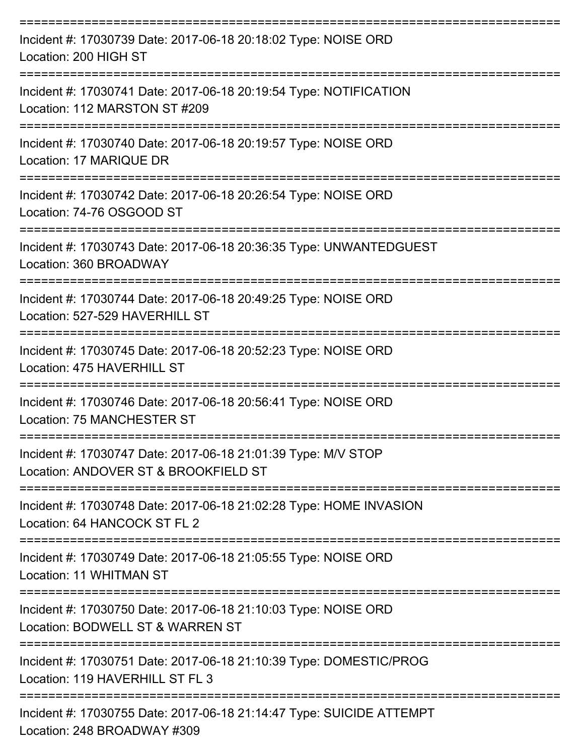===========================================================================

Incident #: 17030739 Date: 2017-06-18 20:18:02 Type: NOISE ORD
Location: 200 HIGH ST

===========================================================================

Incident #: 17030741 Date: 2017-06-18 20:19:54 Type: NOTIFICATION
Location: 112 MARSTON ST #209

===========================================================================

Incident #: 17030740 Date: 2017-06-18 20:19:57 Type: NOISE ORD
Location: 17 MARIQUE DR

===========================================================================

Incident #: 17030742 Date: 2017-06-18 20:26:54 Type: NOISE ORD
Location: 74-76 OSGOOD ST

===========================================================================

Incident #: 17030743 Date: 2017-06-18 20:36:35 Type: UNWANTEDGUEST
Location: 360 BROADWAY

===========================================================================

Incident #: 17030744 Date: 2017-06-18 20:49:25 Type: NOISE ORD
Location: 527-529 HAVERHILL ST

===========================================================================

Incident #: 17030745 Date: 2017-06-18 20:52:23 Type: NOISE ORD
Location: 475 HAVERHILL ST

===========================================================================

Incident #: 17030746 Date: 2017-06-18 20:56:41 Type: NOISE ORD
Location: 75 MANCHESTER ST

===========================================================================

Incident #: 17030747 Date: 2017-06-18 21:01:39 Type: M/V STOP
Location: ANDOVER ST & BROOKFIELD ST

===========================================================================

Incident #: 17030748 Date: 2017-06-18 21:02:28 Type: HOME INVASION
Location: 64 HANCOCK ST FL 2

===========================================================================

Incident #: 17030749 Date: 2017-06-18 21:05:55 Type: NOISE ORD
Location: 11 WHITMAN ST

===========================================================================

Incident #: 17030750 Date: 2017-06-18 21:10:03 Type: NOISE ORD
Location: BODWELL ST & WARREN ST

===========================================================================

Incident #: 17030751 Date: 2017-06-18 21:10:39 Type: DOMESTIC/PROG
Location: 119 HAVERHILL ST FL 3

===========================================================================

Incident #: 17030755 Date: 2017-06-18 21:14:47 Type: SUICIDE ATTEMPT
Location: 248 BROADWAY #309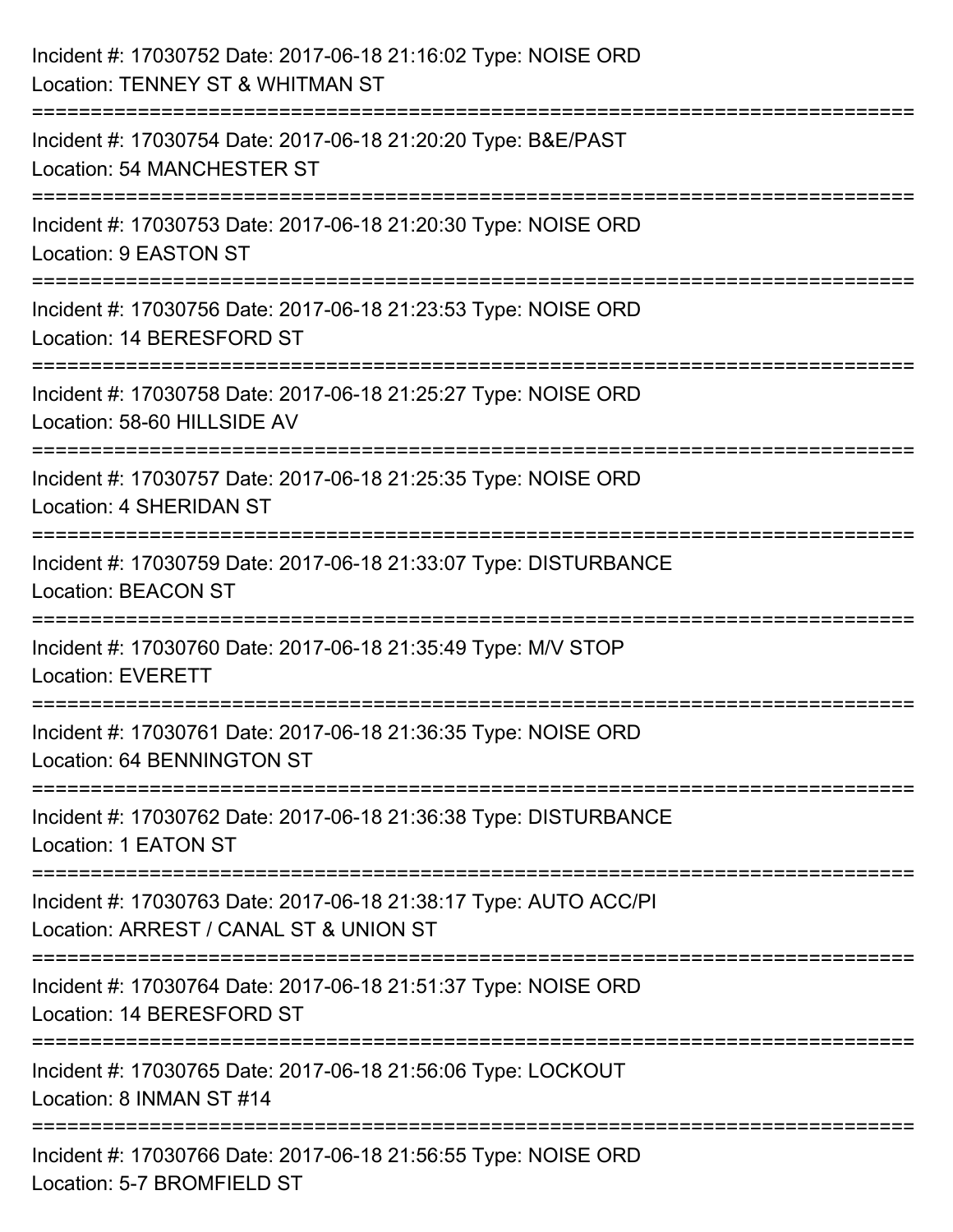Incident #: 17030752 Date: 2017-06-18 21:16:02 Type: NOISE ORD
Location: TENNEY ST & WHITMAN ST

===========================================================================

Incident #: 17030754 Date: 2017-06-18 21:20:20 Type: B&E/PAST
Location: 54 MANCHESTER ST

===========================================================================

Incident #: 17030753 Date: 2017-06-18 21:20:30 Type: NOISE ORD
Location: 9 EASTON ST

===========================================================================

Incident #: 17030756 Date: 2017-06-18 21:23:53 Type: NOISE ORD
Location: 14 BERESFORD ST

===========================================================================

Incident #: 17030758 Date: 2017-06-18 21:25:27 Type: NOISE ORD
Location: 58-60 HILLSIDE AV

===========================================================================

Incident #: 17030757 Date: 2017-06-18 21:25:35 Type: NOISE ORD
Location: 4 SHERIDAN ST

===========================================================================

Incident #: 17030759 Date: 2017-06-18 21:33:07 Type: DISTURBANCE
Location: BEACON ST

===========================================================================

Incident #: 17030760 Date: 2017-06-18 21:35:49 Type: M/V STOP
Location: EVERETT

===========================================================================

Incident #: 17030761 Date: 2017-06-18 21:36:35 Type: NOISE ORD
Location: 64 BENNINGTON ST

===========================================================================

Incident #: 17030762 Date: 2017-06-18 21:36:38 Type: DISTURBANCE
Location: 1 EATON ST

===========================================================================

Incident #: 17030763 Date: 2017-06-18 21:38:17 Type: AUTO ACC/PI
Location: ARREST / CANAL ST & UNION ST

===========================================================================

Incident #: 17030764 Date: 2017-06-18 21:51:37 Type: NOISE ORD
Location: 14 BERESFORD ST

===========================================================================

Incident #: 17030765 Date: 2017-06-18 21:56:06 Type: LOCKOUT
Location: 8 INMAN ST #14

===========================================================================

Incident #: 17030766 Date: 2017-06-18 21:56:55 Type: NOISE ORD
Location: 5-7 BROMFIELD ST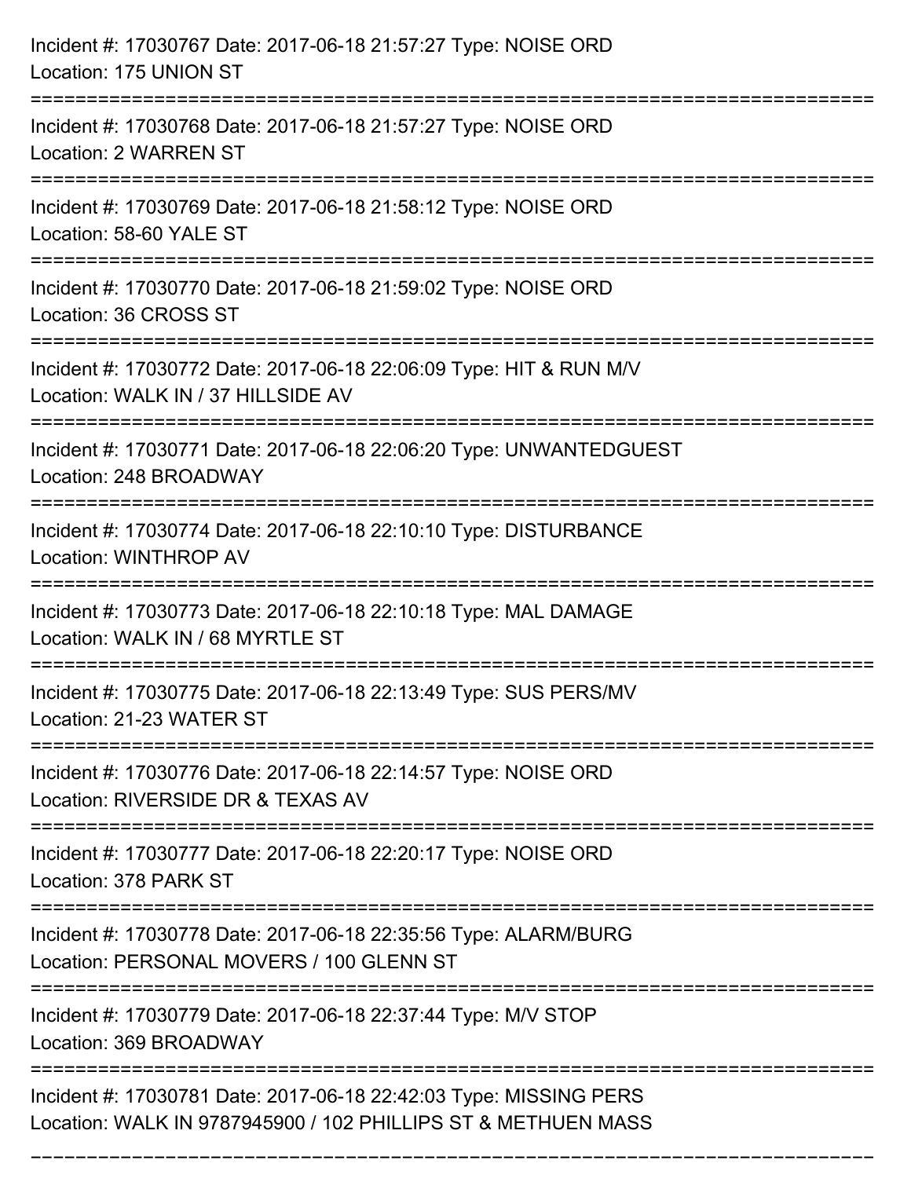Incident #: 17030767 Date: 2017-06-18 21:57:27 Type: NOISE ORD
Location: 175 UNION ST

===========================================================================

Incident #: 17030768 Date: 2017-06-18 21:57:27 Type: NOISE ORD
Location: 2 WARREN ST

===========================================================================

Incident #: 17030769 Date: 2017-06-18 21:58:12 Type: NOISE ORD
Location: 58-60 YALE ST

===========================================================================

Incident #: 17030770 Date: 2017-06-18 21:59:02 Type: NOISE ORD
Location: 36 CROSS ST

===========================================================================

Incident #: 17030772 Date: 2017-06-18 22:06:09 Type: HIT & RUN M/V
Location: WALK IN / 37 HILLSIDE AV

===========================================================================

Incident #: 17030771 Date: 2017-06-18 22:06:20 Type: UNWANTEDGUEST
Location: 248 BROADWAY

===========================================================================

Incident #: 17030774 Date: 2017-06-18 22:10:10 Type: DISTURBANCE
Location: WINTHROP AV

===========================================================================

Incident #: 17030773 Date: 2017-06-18 22:10:18 Type: MAL DAMAGE
Location: WALK IN / 68 MYRTLE ST

===========================================================================

Incident #: 17030775 Date: 2017-06-18 22:13:49 Type: SUS PERS/MV
Location: 21-23 WATER ST

===========================================================================

Incident #: 17030776 Date: 2017-06-18 22:14:57 Type: NOISE ORD
Location: RIVERSIDE DR & TEXAS AV

===========================================================================

Incident #: 17030777 Date: 2017-06-18 22:20:17 Type: NOISE ORD
Location: 378 PARK ST

===========================================================================

Incident #: 17030778 Date: 2017-06-18 22:35:56 Type: ALARM/BURG
Location: PERSONAL MOVERS / 100 GLENN ST

===========================================================================

Incident #: 17030779 Date: 2017-06-18 22:37:44 Type: M/V STOP
Location: 369 BROADWAY

===========================================================================

Incident #: 17030781 Date: 2017-06-18 22:42:03 Type: MISSING PERS
Location: WALK IN 9787945900 / 102 PHILLIPS ST & METHUEN MASS

===========================================================================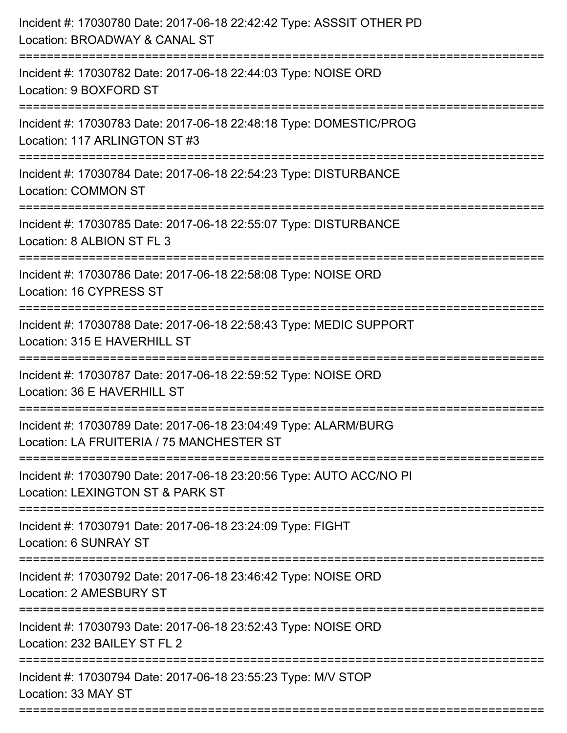Incident #: 17030780 Date: 2017-06-18 22:42:42 Type: ASSSIT OTHER PD
Location: BROADWAY & CANAL ST

===========================================================================

Incident #: 17030782 Date: 2017-06-18 22:44:03 Type: NOISE ORD
Location: 9 BOXFORD ST

===========================================================================

Incident #: 17030783 Date: 2017-06-18 22:48:18 Type: DOMESTIC/PROG
Location: 117 ARLINGTON ST #3

===========================================================================

Incident #: 17030784 Date: 2017-06-18 22:54:23 Type: DISTURBANCE
Location: COMMON ST

===========================================================================

Incident #: 17030785 Date: 2017-06-18 22:55:07 Type: DISTURBANCE
Location: 8 ALBION ST FL 3

===========================================================================

Incident #: 17030786 Date: 2017-06-18 22:58:08 Type: NOISE ORD
Location: 16 CYPRESS ST

===========================================================================

Incident #: 17030788 Date: 2017-06-18 22:58:43 Type: MEDIC SUPPORT
Location: 315 E HAVERHILL ST

===========================================================================

Incident #: 17030787 Date: 2017-06-18 22:59:52 Type: NOISE ORD
Location: 36 E HAVERHILL ST

===========================================================================

Incident #: 17030789 Date: 2017-06-18 23:04:49 Type: ALARM/BURG
Location: LA FRUITERIA / 75 MANCHESTER ST

===========================================================================

Incident #: 17030790 Date: 2017-06-18 23:20:56 Type: AUTO ACC/NO PI
Location: LEXINGTON ST & PARK ST

===========================================================================

Incident #: 17030791 Date: 2017-06-18 23:24:09 Type: FIGHT
Location: 6 SUNRAY ST

===========================================================================

Incident #: 17030792 Date: 2017-06-18 23:46:42 Type: NOISE ORD
Location: 2 AMESBURY ST

===========================================================================

Incident #: 17030793 Date: 2017-06-18 23:52:43 Type: NOISE ORD
Location: 232 BAILEY ST FL 2

===========================================================================

Incident #: 17030794 Date: 2017-06-18 23:55:23 Type: M/V STOP
Location: 33 MAY ST

===========================================================================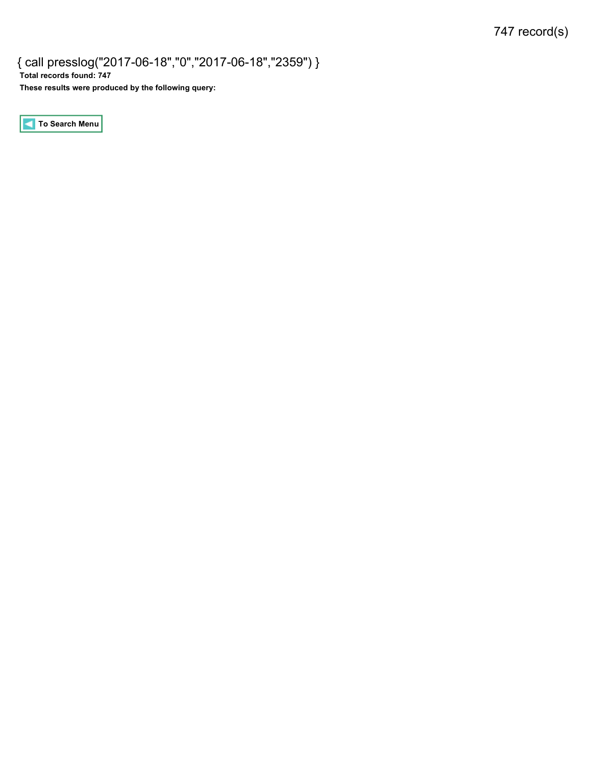747 record(s)

{ call presslog("2017-06-18","0","2017-06-18","2359") }

**Total records found: 747**

**These results were produced by the following query:**

**To Search Menu**